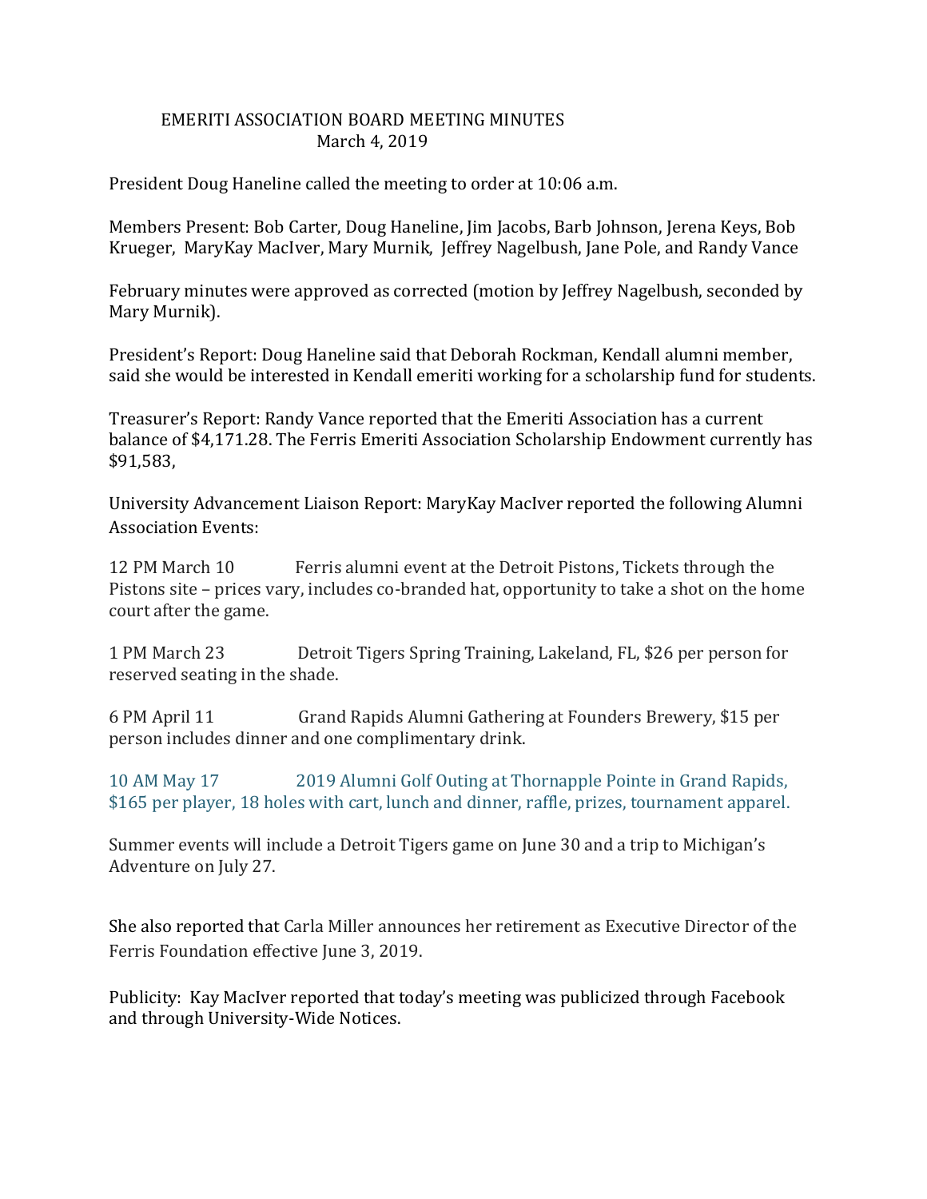# EMERITI ASSOCIATION BOARD MEETING MINUTES
March 4, 2019

President Doug Haneline called the meeting to order at 10:06 a.m.

Members Present: Bob Carter, Doug Haneline, Jim Jacobs, Barb Johnson, Jerena Keys, Bob Krueger, MaryKay MacIver, Mary Murnik, Jeffrey Nagelbush, Jane Pole, and Randy Vance

February minutes were approved as corrected (motion by Jeffrey Nagelbush, seconded by Mary Murnik).

President's Report: Doug Haneline said that Deborah Rockman, Kendall alumni member, said she would be interested in Kendall emeriti working for a scholarship fund for students.

Treasurer's Report: Randy Vance reported that the Emeriti Association has a current balance of $4,171.28. The Ferris Emeriti Association Scholarship Endowment currently has $91,583,

University Advancement Liaison Report: MaryKay MacIver reported the following Alumni Association Events:

12 PM March 10 Ferris alumni event at the Detroit Pistons, Tickets through the Pistons site – prices vary, includes co-branded hat, opportunity to take a shot on the home court after the game.

1 PM March 23 Detroit Tigers Spring Training, Lakeland, FL, $26 per person for reserved seating in the shade.

6 PM April 11 Grand Rapids Alumni Gathering at Founders Brewery, $15 per person includes dinner and one complimentary drink.

10 AM May 17 2019 Alumni Golf Outing at Thornapple Pointe in Grand Rapids, $165 per player, 18 holes with cart, lunch and dinner, raffle, prizes, tournament apparel.

Summer events will include a Detroit Tigers game on June 30 and a trip to Michigan's Adventure on July 27.

She also reported that Carla Miller announces her retirement as Executive Director of the Ferris Foundation effective June 3, 2019.

Publicity: Kay MacIver reported that today's meeting was publicized through Facebook and through University-Wide Notices.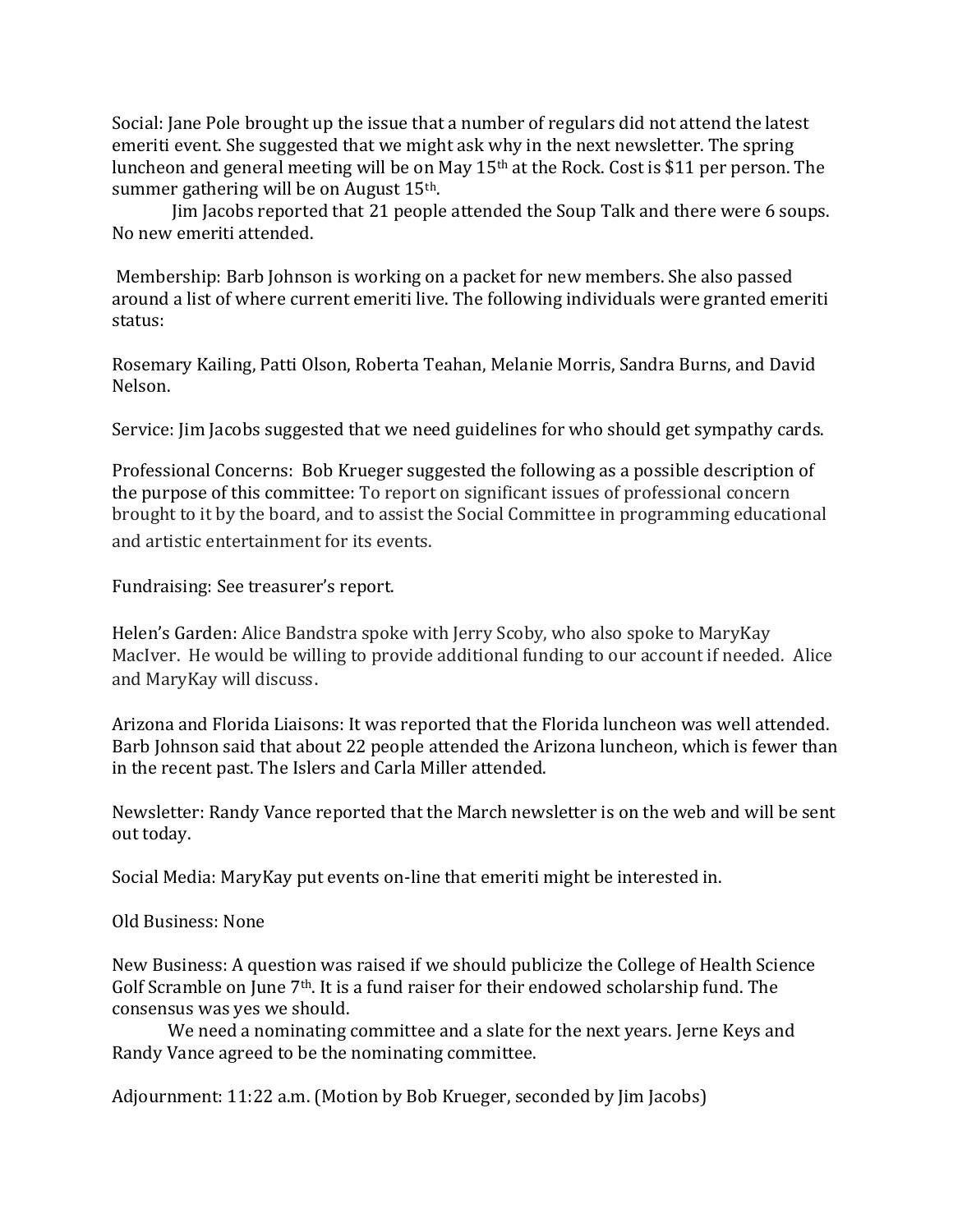Social: Jane Pole brought up the issue that a number of regulars did not attend the latest emeriti event. She suggested that we might ask why in the next newsletter. The spring luncheon and general meeting will be on May 15th at the Rock. Cost is $11 per person. The summer gathering will be on August 15th.

Jim Jacobs reported that 21 people attended the Soup Talk and there were 6 soups. No new emeriti attended.

Membership: Barb Johnson is working on a packet for new members. She also passed around a list of where current emeriti live. The following individuals were granted emeriti status:

Rosemary Kailing, Patti Olson, Roberta Teahan, Melanie Morris, Sandra Burns, and David Nelson.

Service: Jim Jacobs suggested that we need guidelines for who should get sympathy cards.

Professional Concerns: Bob Krueger suggested the following as a possible description of the purpose of this committee: To report on significant issues of professional concern brought to it by the board, and to assist the Social Committee in programming educational and artistic entertainment for its events.

Fundraising: See treasurer's report.

Helen's Garden: Alice Bandstra spoke with Jerry Scoby, who also spoke to MaryKay MacIver. He would be willing to provide additional funding to our account if needed. Alice and MaryKay will discuss.

Arizona and Florida Liaisons: It was reported that the Florida luncheon was well attended. Barb Johnson said that about 22 people attended the Arizona luncheon, which is fewer than in the recent past. The Islers and Carla Miller attended.

Newsletter: Randy Vance reported that the March newsletter is on the web and will be sent out today.

Social Media: MaryKay put events on-line that emeriti might be interested in.

Old Business: None

New Business: A question was raised if we should publicize the College of Health Science Golf Scramble on June 7th. It is a fund raiser for their endowed scholarship fund. The consensus was yes we should.

We need a nominating committee and a slate for the next years. Jerne Keys and Randy Vance agreed to be the nominating committee.

Adjournment: 11:22 a.m. (Motion by Bob Krueger, seconded by Jim Jacobs)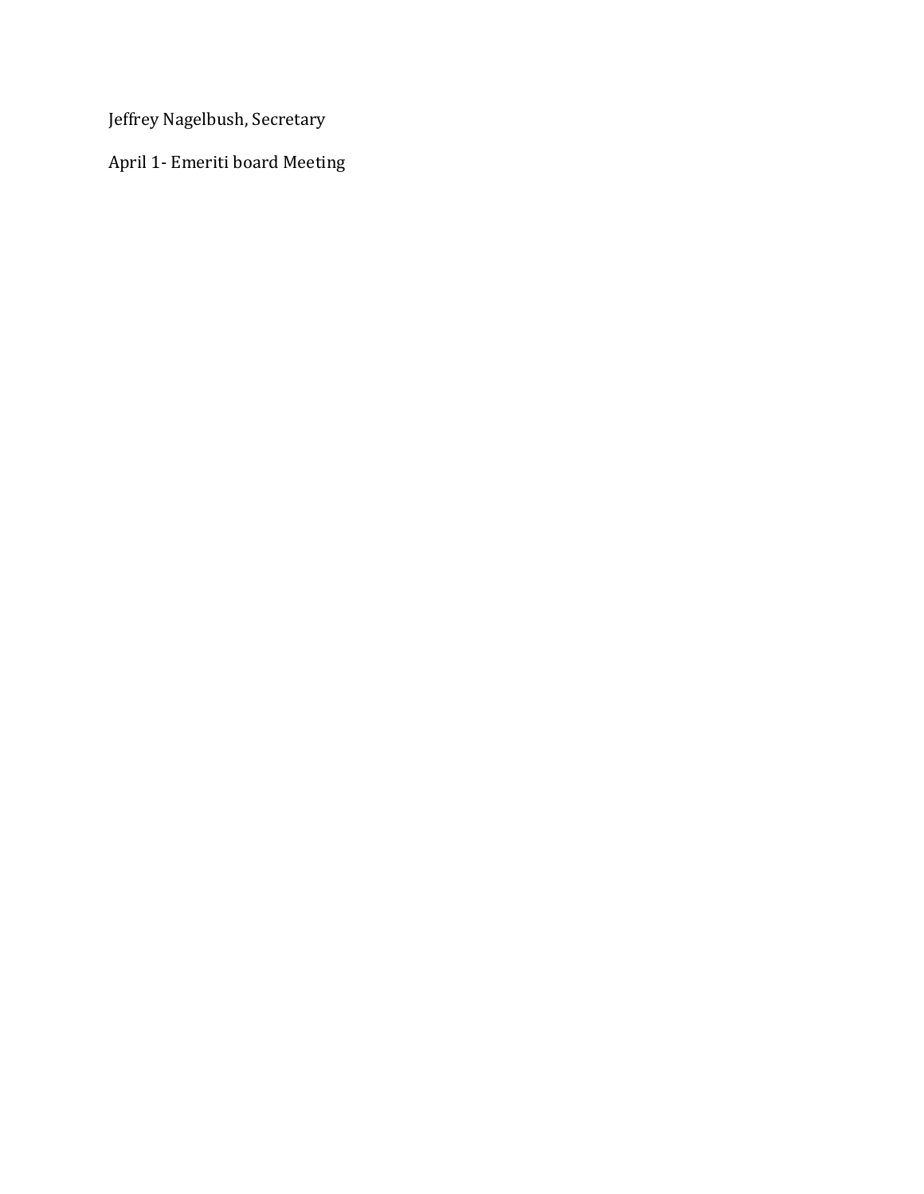Jeffrey Nagelbush, Secretary

April 1- Emeriti board Meeting